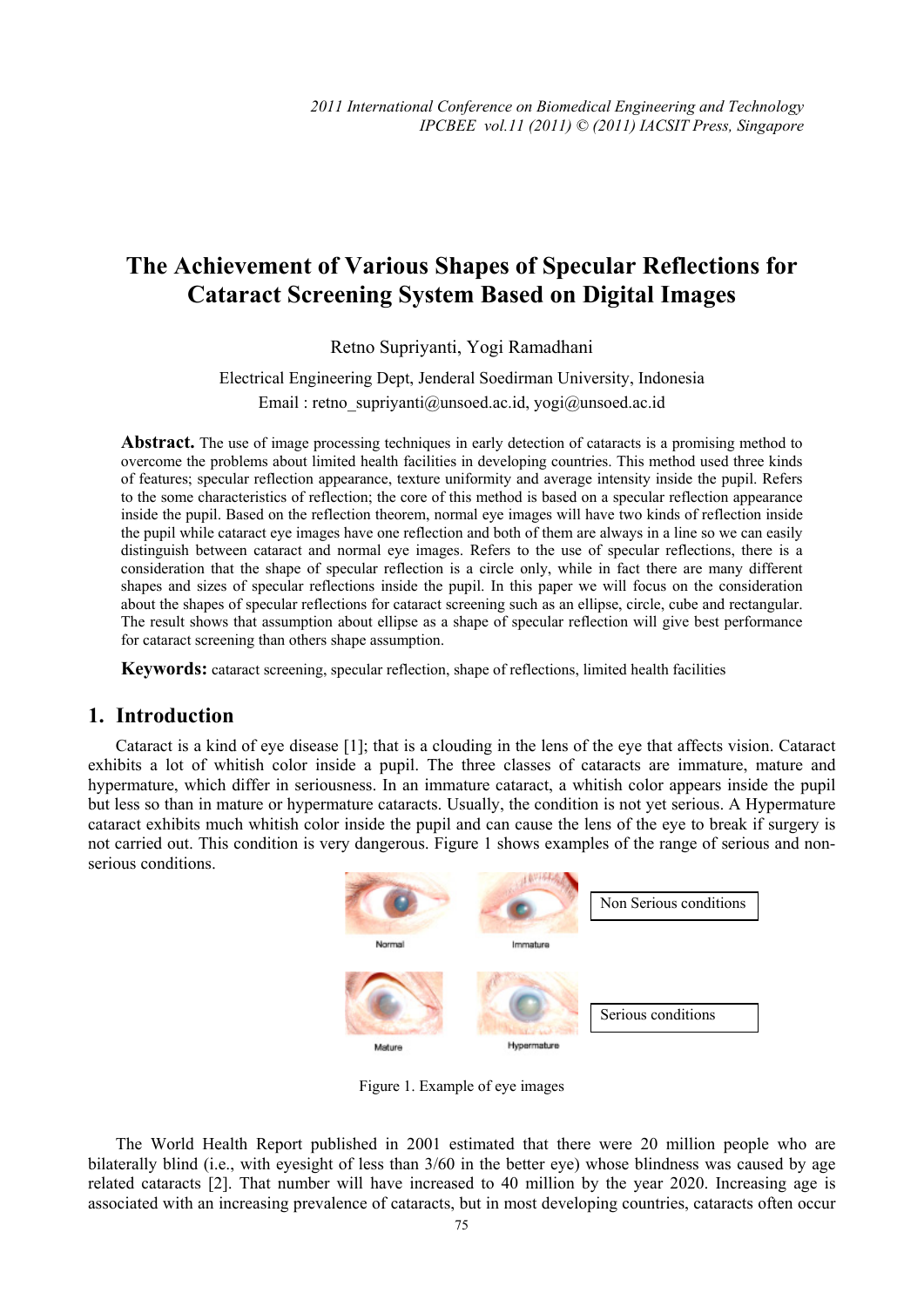# The Achievement of Various Shapes of Specular Reflections for Cataract Screening System Based on Digital Images

Retno Supriyanti, Yogi Ramadhani

Electrical Engineering Dept, Jenderal Soedirman University, Indonesia

Email : retno_supriyanti@unsoed.ac.id, yogi@unsoed.ac.id

**Abstract.** The use of image processing techniques in early detection of cataracts is a promising method to overcome the problems about limited health facilities in developing countries. This method used three kinds of features; specular reflection appearance, texture uniformity and average intensity inside the pupil. Refers to the some characteristics of reflection; the core of this method is based on a specular reflection appearance inside the pupil. Based on the reflection theorem, normal eye images will have two kinds of reflection inside the pupil while cataract eye images have one reflection and both of them are always in a line so we can easily distinguish between cataract and normal eye images. Refers to the use of specular reflections, there is a consideration that the shape of specular reflection is a circle only, while in fact there are many different shapes and sizes of specular reflections inside the pupil. In this paper we will focus on the consideration about the shapes of specular reflections for cataract screening such as an ellipse, circle, cube and rectangular. The result shows that assumption about ellipse as a shape of specular reflection will give best performance for cataract screening than others shape assumption.

**Keywords:** cataract screening, specular reflection, shape of reflections, limited health facilities

## 1. Introduction

Cataract is a kind of eye disease [1]; that is a clouding in the lens of the eye that affects vision. Cataract exhibits a lot of whitish color inside a pupil. The three classes of cataracts are immature, mature and hypermature, which differ in seriousness. In an immature cataract, a whitish color appears inside the pupil but less so than in mature or hypermature cataracts. Usually, the condition is not yet serious. A Hypermature cataract exhibits much whitish color inside the pupil and can cause the lens of the eye to break if surgery is not carried out. This condition is very dangerous. Figure 1 shows examples of the range of serious and non-serious conditions.

Normal | Immature | Non Serious conditions

Mature | Hypermature | Serious conditions

Figure 1. Example of eye images

The World Health Report published in 2001 estimated that there were 20 million people who are bilaterally blind (i.e., with eyesight of less than 3/60 in the better eye) whose blindness was caused by age related cataracts [2]. That number will have increased to 40 million by the year 2020. Increasing age is associated with an increasing prevalence of cataracts, but in most developing countries, cataracts often occur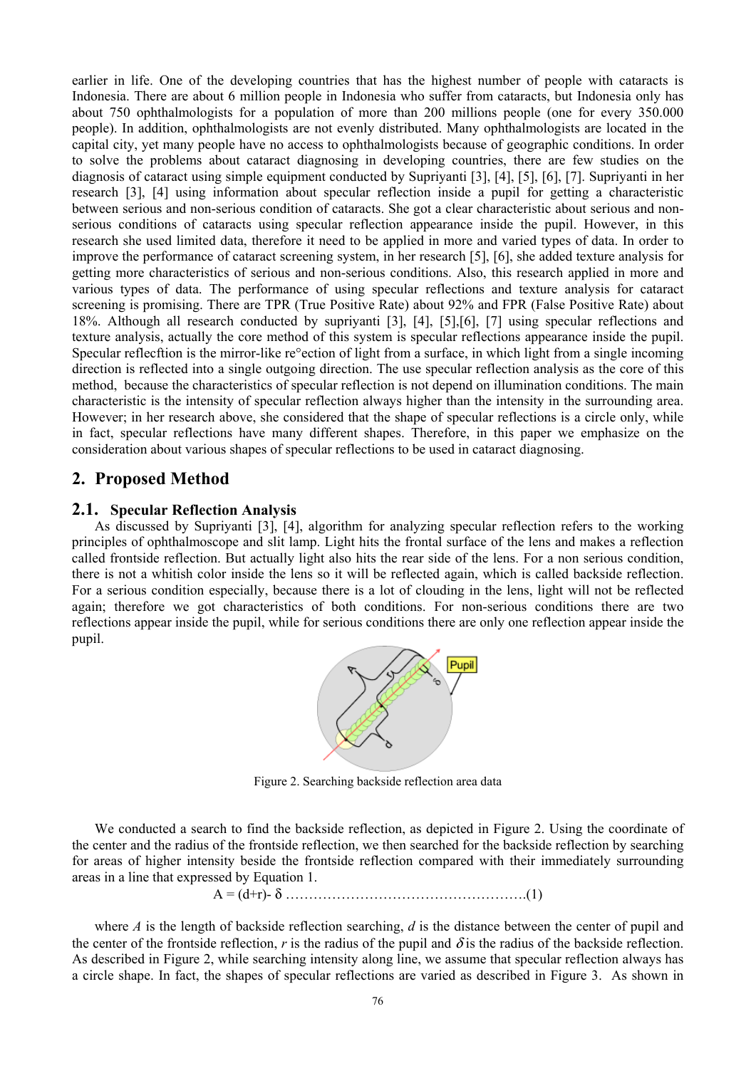earlier in life. One of the developing countries that has the highest number of people with cataracts is Indonesia. There are about 6 million people in Indonesia who suffer from cataracts, but Indonesia only has about 750 ophthalmologists for a population of more than 200 millions people (one for every 350.000 people). In addition, ophthalmologists are not evenly distributed. Many ophthalmologists are located in the capital city, yet many people have no access to ophthalmologists because of geographic conditions. In order to solve the problems about cataract diagnosing in developing countries, there are few studies on the diagnosis of cataract using simple equipment conducted by Supriyanti [3], [4], [5], [6], [7]. Supriyanti in her research [3], [4] using information about specular reflection inside a pupil for getting a characteristic between serious and non-serious condition of cataracts. She got a clear characteristic about serious and non-serious conditions of cataracts using specular reflection appearance inside the pupil. However, in this research she used limited data, therefore it need to be applied in more and varied types of data. In order to improve the performance of cataract screening system, in her research [5], [6], she added texture analysis for getting more characteristics of serious and non-serious conditions. Also, this research applied in more and various types of data. The performance of using specular reflections and texture analysis for cataract screening is promising. There are TPR (True Positive Rate) about 92% and FPR (False Positive Rate) about 18%. Although all research conducted by supriyanti [3], [4], [5],[6], [7] using specular reflections and texture analysis, actually the core method of this system is specular reflections appearance inside the pupil. Specular reflecftion is the mirror-like re°ection of light from a surface, in which light from a single incoming direction is reflected into a single outgoing direction. The use specular reflection analysis as the core of this method, because the characteristics of specular reflection is not depend on illumination conditions. The main characteristic is the intensity of specular reflection always higher than the intensity in the surrounding area. However; in her research above, she considered that the shape of specular reflections is a circle only, while in fact, specular reflections have many different shapes. Therefore, in this paper we emphasize on the consideration about various shapes of specular reflections to be used in cataract diagnosing.

## 2. Proposed Method

### 2.1. Specular Reflection Analysis

As discussed by Supriyanti [3], [4], algorithm for analyzing specular reflection refers to the working principles of ophthalmoscope and slit lamp. Light hits the frontal surface of the lens and makes a reflection called frontside reflection. But actually light also hits the rear side of the lens. For a non serious condition, there is not a whitish color inside the lens so it will be reflected again, which is called backside reflection. For a serious condition especially, because there is a lot of clouding in the lens, light will not be reflected again; therefore we got characteristics of both conditions. For non-serious conditions there are two reflections appear inside the pupil, while for serious conditions there are only one reflection appear inside the pupil.

Figure 2. Searching backside reflection area data

We conducted a search to find the backside reflection, as depicted in Figure 2. Using the coordinate of the center and the radius of the frontside reflection, we then searched for the backside reflection by searching for areas of higher intensity beside the frontside reflection compared with their immediately surrounding areas in a line that expressed by Equation 1.

$$A = (d+r) - \delta \qquad (1)$$

where $A$ is the length of backside reflection searching, $d$ is the distance between the center of pupil and the center of the frontside reflection, $r$ is the radius of the pupil and $\delta$ is the radius of the backside reflection. As described in Figure 2, while searching intensity along line, we assume that specular reflection always has a circle shape. In fact, the shapes of specular reflections are varied as described in Figure 3. As shown in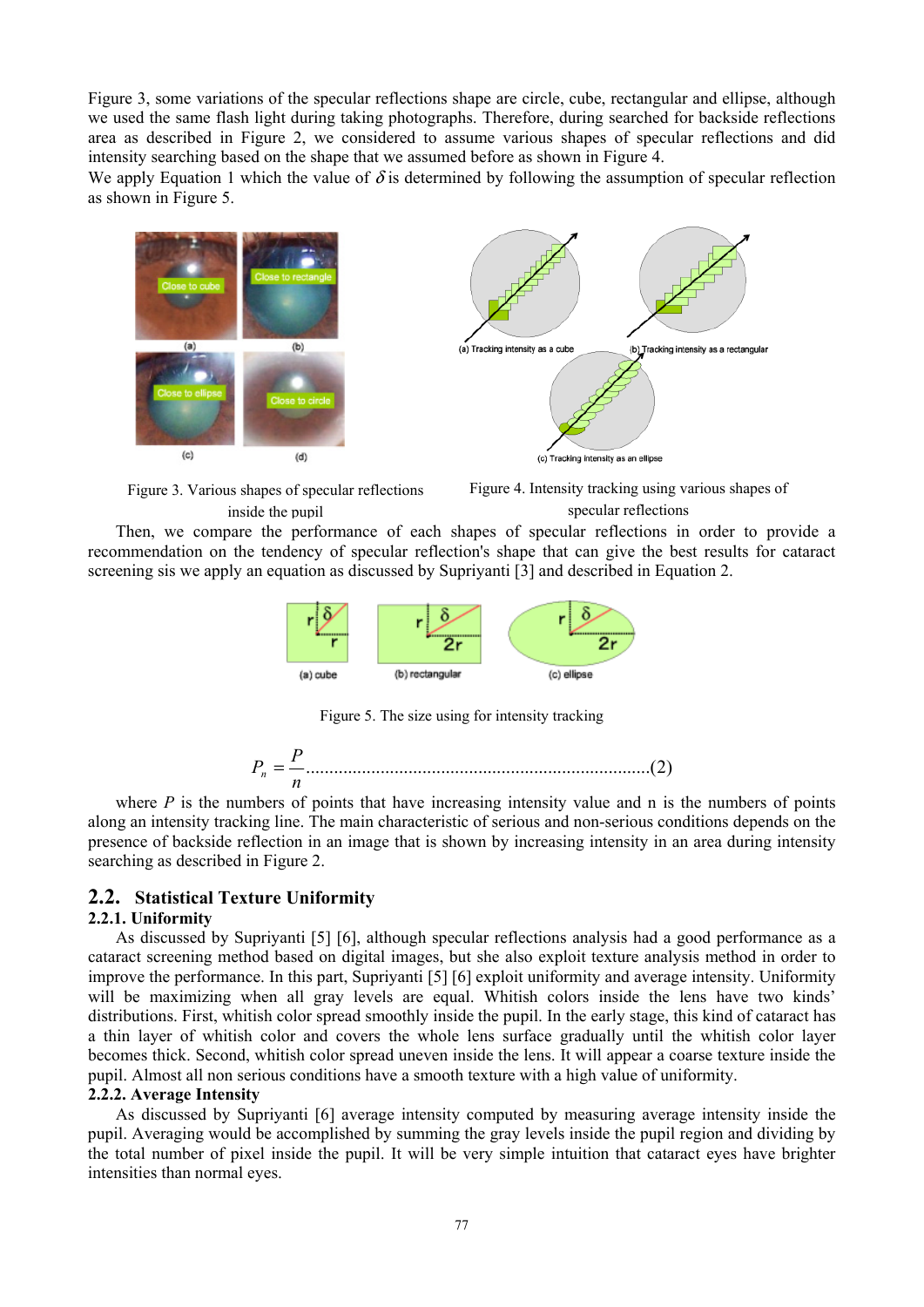Figure 3, some variations of the specular reflections shape are circle, cube, rectangular and ellipse, although we used the same flash light during taking photographs. Therefore, during searched for backside reflections area as described in Figure 2, we considered to assume various shapes of specular reflections and did intensity searching based on the shape that we assumed before as shown in Figure 4.

We apply Equation 1 which the value of $\delta$ is determined by following the assumption of specular reflection as shown in Figure 5.

Figure 3. Various shapes of specular reflections inside the pupil

Figure 4. Intensity tracking using various shapes of specular reflections

Then, we compare the performance of each shapes of specular reflections in order to provide a recommendation on the tendency of specular reflection's shape that can give the best results for cataract screening sis we apply an equation as discussed by Supriyanti [3] and described in Equation 2.

Figure 5. The size using for intensity tracking

$$P_n = \frac{P}{n} \quad \text{.......(2)}$$

where $P$ is the numbers of points that have increasing intensity value and n is the numbers of points along an intensity tracking line. The main characteristic of serious and non-serious conditions depends on the presence of backside reflection in an image that is shown by increasing intensity in an area during intensity searching as described in Figure 2.

## 2.2. Statistical Texture Uniformity

### 2.2.1. Uniformity

As discussed by Supriyanti [5] [6], although specular reflections analysis had a good performance as a cataract screening method based on digital images, but she also exploit texture analysis method in order to improve the performance. In this part, Supriyanti [5] [6] exploit uniformity and average intensity. Uniformity will be maximizing when all gray levels are equal. Whitish colors inside the lens have two kinds' distributions. First, whitish color spread smoothly inside the pupil. In the early stage, this kind of cataract has a thin layer of whitish color and covers the whole lens surface gradually until the whitish color layer becomes thick. Second, whitish color spread uneven inside the lens. It will appear a coarse texture inside the pupil. Almost all non serious conditions have a smooth texture with a high value of uniformity.

### 2.2.2. Average Intensity

As discussed by Supriyanti [6] average intensity computed by measuring average intensity inside the pupil. Averaging would be accomplished by summing the gray levels inside the pupil region and dividing by the total number of pixel inside the pupil. It will be very simple intuition that cataract eyes have brighter intensities than normal eyes.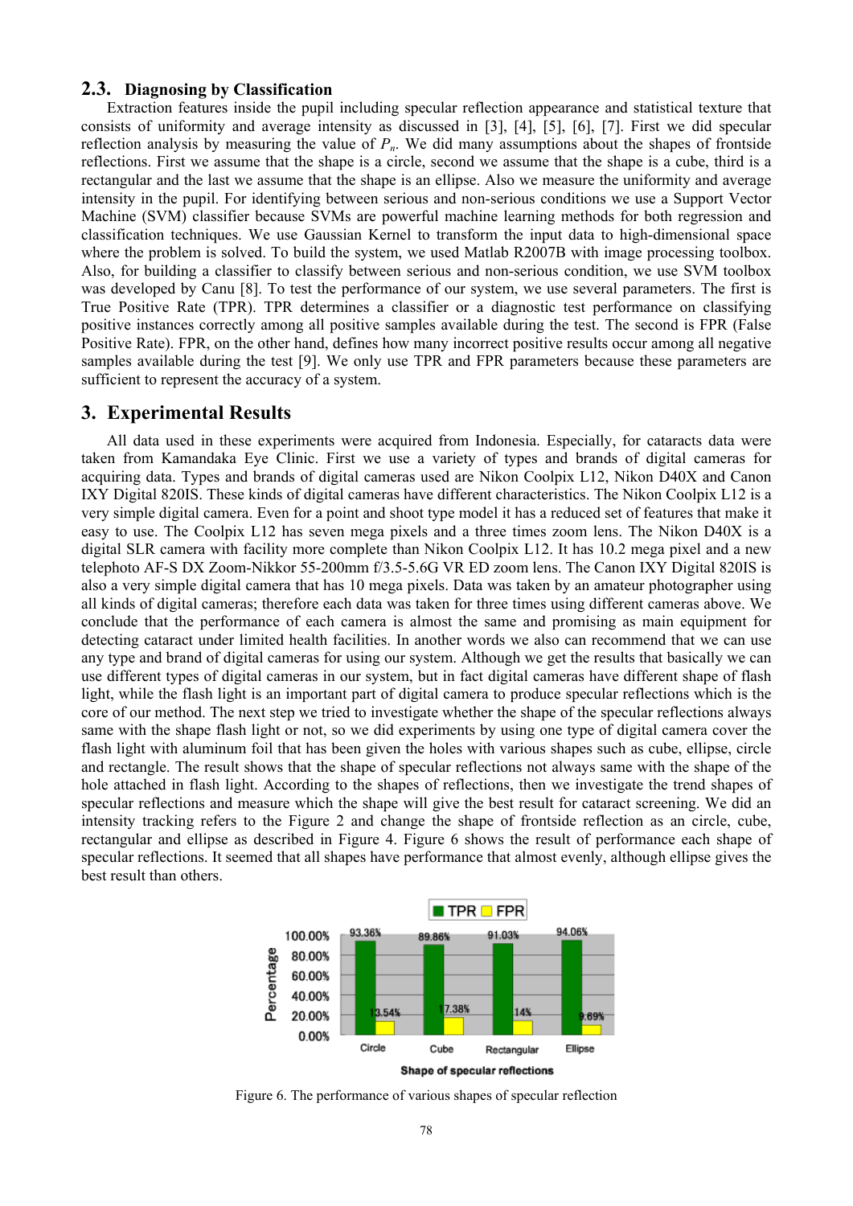### 2.3. Diagnosing by Classification

Extraction features inside the pupil including specular reflection appearance and statistical texture that consists of uniformity and average intensity as discussed in [3], [4], [5], [6], [7]. First we did specular reflection analysis by measuring the value of $P_n$. We did many assumptions about the shapes of frontside reflections. First we assume that the shape is a circle, second we assume that the shape is a cube, third is a rectangular and the last we assume that the shape is an ellipse. Also we measure the uniformity and average intensity in the pupil. For identifying between serious and non-serious conditions we use a Support Vector Machine (SVM) classifier because SVMs are powerful machine learning methods for both regression and classification techniques. We use Gaussian Kernel to transform the input data to high-dimensional space where the problem is solved. To build the system, we used Matlab R2007B with image processing toolbox. Also, for building a classifier to classify between serious and non-serious condition, we use SVM toolbox was developed by Canu [8]. To test the performance of our system, we use several parameters. The first is True Positive Rate (TPR). TPR determines a classifier or a diagnostic test performance on classifying positive instances correctly among all positive samples available during the test. The second is FPR (False Positive Rate). FPR, on the other hand, defines how many incorrect positive results occur among all negative samples available during the test [9]. We only use TPR and FPR parameters because these parameters are sufficient to represent the accuracy of a system.

## 3. Experimental Results

All data used in these experiments were acquired from Indonesia. Especially, for cataracts data were taken from Kamandaka Eye Clinic. First we use a variety of types and brands of digital cameras for acquiring data. Types and brands of digital cameras used are Nikon Coolpix L12, Nikon D40X and Canon IXY Digital 820IS. These kinds of digital cameras have different characteristics. The Nikon Coolpix L12 is a very simple digital camera. Even for a point and shoot type model it has a reduced set of features that make it easy to use. The Coolpix L12 has seven mega pixels and a three times zoom lens. The Nikon D40X is a digital SLR camera with facility more complete than Nikon Coolpix L12. It has 10.2 mega pixel and a new telephoto AF-S DX Zoom-Nikkor 55-200mm f/3.5-5.6G VR ED zoom lens. The Canon IXY Digital 820IS is also a very simple digital camera that has 10 mega pixels. Data was taken by an amateur photographer using all kinds of digital cameras; therefore each data was taken for three times using different cameras above. We conclude that the performance of each camera is almost the same and promising as main equipment for detecting cataract under limited health facilities. In another words we also can recommend that we can use any type and brand of digital cameras for using our system. Although we get the results that basically we can use different types of digital cameras in our system, but in fact digital cameras have different shape of flash light, while the flash light is an important part of digital camera to produce specular reflections which is the core of our method. The next step we tried to investigate whether the shape of the specular reflections always same with the shape flash light or not, so we did experiments by using one type of digital camera cover the flash light with aluminum foil that has been given the holes with various shapes such as cube, ellipse, circle and rectangle. The result shows that the shape of specular reflections not always same with the shape of the hole attached in flash light. According to the shapes of reflections, then we investigate the trend shapes of specular reflections and measure which the shape will give the best result for cataract screening. We did an intensity tracking refers to the Figure 2 and change the shape of frontside reflection as an circle, cube, rectangular and ellipse as described in Figure 4. Figure 6 shows the result of performance each shape of specular reflections. It seemed that all shapes have performance that almost evenly, although ellipse gives the best result than others.

| Shape of specular reflections | TPR | FPR |
|---|---|---|
| Circle | 93.36% | 13.54% |
| Cube | 89.86% | 17.38% |
| Rectangular | 91.03% | 14% |
| Ellipse | 94.06% | 9.69% |

Figure 6. The performance of various shapes of specular reflection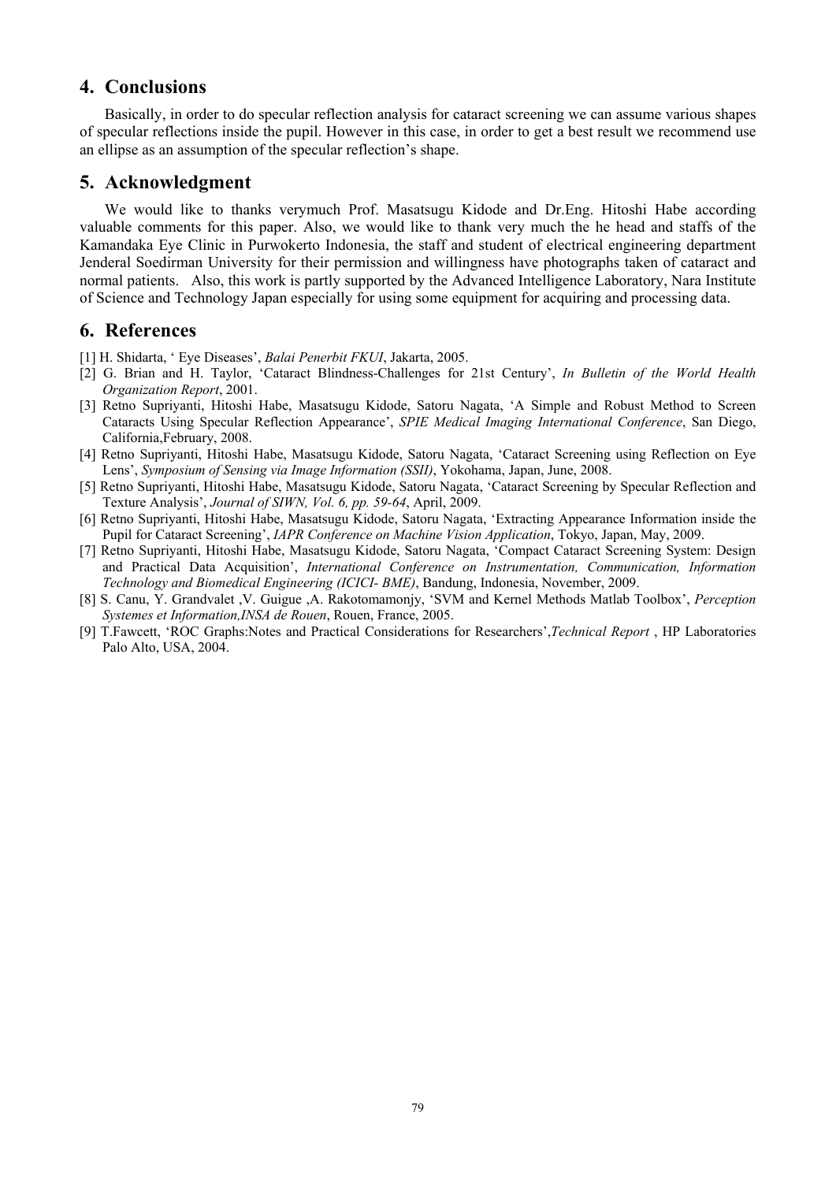## 4. Conclusions

Basically, in order to do specular reflection analysis for cataract screening we can assume various shapes of specular reflections inside the pupil. However in this case, in order to get a best result we recommend use an ellipse as an assumption of the specular reflection's shape.

## 5. Acknowledgment

We would like to thanks verymuch Prof. Masatsugu Kidode and Dr.Eng. Hitoshi Habe according valuable comments for this paper. Also, we would like to thank very much the he head and staffs of the Kamandaka Eye Clinic in Purwokerto Indonesia, the staff and student of electrical engineering department Jenderal Soedirman University for their permission and willingness have photographs taken of cataract and normal patients. Also, this work is partly supported by the Advanced Intelligence Laboratory, Nara Institute of Science and Technology Japan especially for using some equipment for acquiring and processing data.

## 6. References

[1] H. Shidarta, ' Eye Diseases', *Balai Penerbit FKUI*, Jakarta, 2005.

[2] G. Brian and H. Taylor, 'Cataract Blindness-Challenges for 21st Century', *In Bulletin of the World Health Organization Report*, 2001.

[3] Retno Supriyanti, Hitoshi Habe, Masatsugu Kidode, Satoru Nagata, 'A Simple and Robust Method to Screen Cataracts Using Specular Reflection Appearance', *SPIE Medical Imaging International Conference*, San Diego, California,February, 2008.

[4] Retno Supriyanti, Hitoshi Habe, Masatsugu Kidode, Satoru Nagata, 'Cataract Screening using Reflection on Eye Lens', *Symposium of Sensing via Image Information (SSII)*, Yokohama, Japan, June, 2008.

[5] Retno Supriyanti, Hitoshi Habe, Masatsugu Kidode, Satoru Nagata, 'Cataract Screening by Specular Reflection and Texture Analysis', *Journal of SIWN, Vol. 6, pp. 59-64*, April, 2009.

[6] Retno Supriyanti, Hitoshi Habe, Masatsugu Kidode, Satoru Nagata, 'Extracting Appearance Information inside the Pupil for Cataract Screening', *IAPR Conference on Machine Vision Application*, Tokyo, Japan, May, 2009.

[7] Retno Supriyanti, Hitoshi Habe, Masatsugu Kidode, Satoru Nagata, 'Compact Cataract Screening System: Design and Practical Data Acquisition', *International Conference on Instrumentation, Communication, Information Technology and Biomedical Engineering (ICICI- BME)*, Bandung, Indonesia, November, 2009.

[8] S. Canu, Y. Grandvalet ,V. Guigue ,A. Rakotomamonjy, 'SVM and Kernel Methods Matlab Toolbox', *Perception Systemes et Information,INSA de Rouen*, Rouen, France, 2005.

[9] T.Fawcett, 'ROC Graphs:Notes and Practical Considerations for Researchers',*Technical Report* , HP Laboratories Palo Alto, USA, 2004.